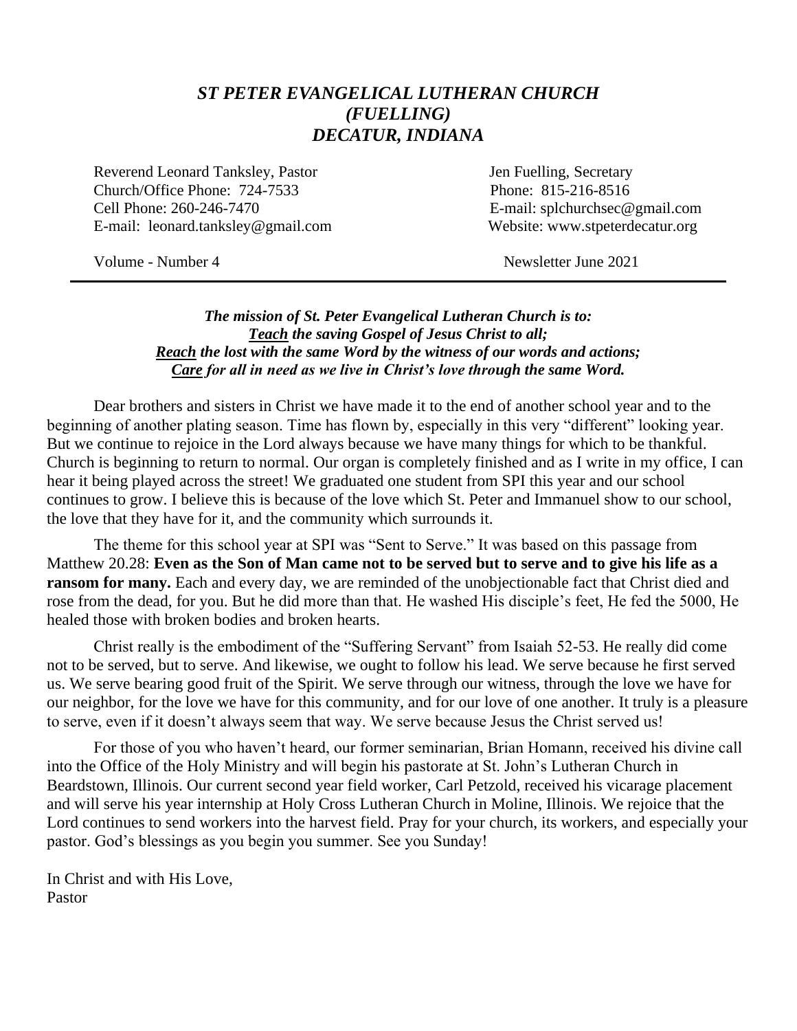# *ST PETER EVANGELICAL LUTHERAN CHURCH*
# *(FUELLING)*
# *DECATUR, INDIANA*

Reverend Leonard Tanksley, Pastor
Church/Office Phone: 724-7533
Cell Phone: 260-246-7470
E-mail: leonard.tanksley@gmail.com

Jen Fuelling, Secretary
Phone: 815-216-8516
E-mail: splchurchsec@gmail.com
Website: www.stpeterdecatur.org

Volume - Number 4

Newsletter June 2021

---

***The mission of St. Peter Evangelical Lutheran Church is to:***
***<u>Teach</u> the saving Gospel of Jesus Christ to all;***
***<u>Reach</u> the lost with the same Word by the witness of our words and actions;***
***<u>Care</u> for all in need as we live in Christ's love through the same Word.***

Dear brothers and sisters in Christ we have made it to the end of another school year and to the beginning of another plating season. Time has flown by, especially in this very "different" looking year. But we continue to rejoice in the Lord always because we have many things for which to be thankful. Church is beginning to return to normal. Our organ is completely finished and as I write in my office, I can hear it being played across the street! We graduated one student from SPI this year and our school continues to grow. I believe this is because of the love which St. Peter and Immanuel show to our school, the love that they have for it, and the community which surrounds it.

The theme for this school year at SPI was "Sent to Serve." It was based on this passage from Matthew 20.28: **Even as the Son of Man came not to be served but to serve and to give his life as a ransom for many.** Each and every day, we are reminded of the unobjectionable fact that Christ died and rose from the dead, for you. But he did more than that. He washed His disciple's feet, He fed the 5000, He healed those with broken bodies and broken hearts.

Christ really is the embodiment of the "Suffering Servant" from Isaiah 52-53. He really did come not to be served, but to serve. And likewise, we ought to follow his lead. We serve because he first served us. We serve bearing good fruit of the Spirit. We serve through our witness, through the love we have for our neighbor, for the love we have for this community, and for our love of one another. It truly is a pleasure to serve, even if it doesn't always seem that way. We serve because Jesus the Christ served us!

For those of you who haven't heard, our former seminarian, Brian Homann, received his divine call into the Office of the Holy Ministry and will begin his pastorate at St. John's Lutheran Church in Beardstown, Illinois. Our current second year field worker, Carl Petzold, received his vicarage placement and will serve his year internship at Holy Cross Lutheran Church in Moline, Illinois. We rejoice that the Lord continues to send workers into the harvest field. Pray for your church, its workers, and especially your pastor. God's blessings as you begin you summer. See you Sunday!

In Christ and with His Love,
Pastor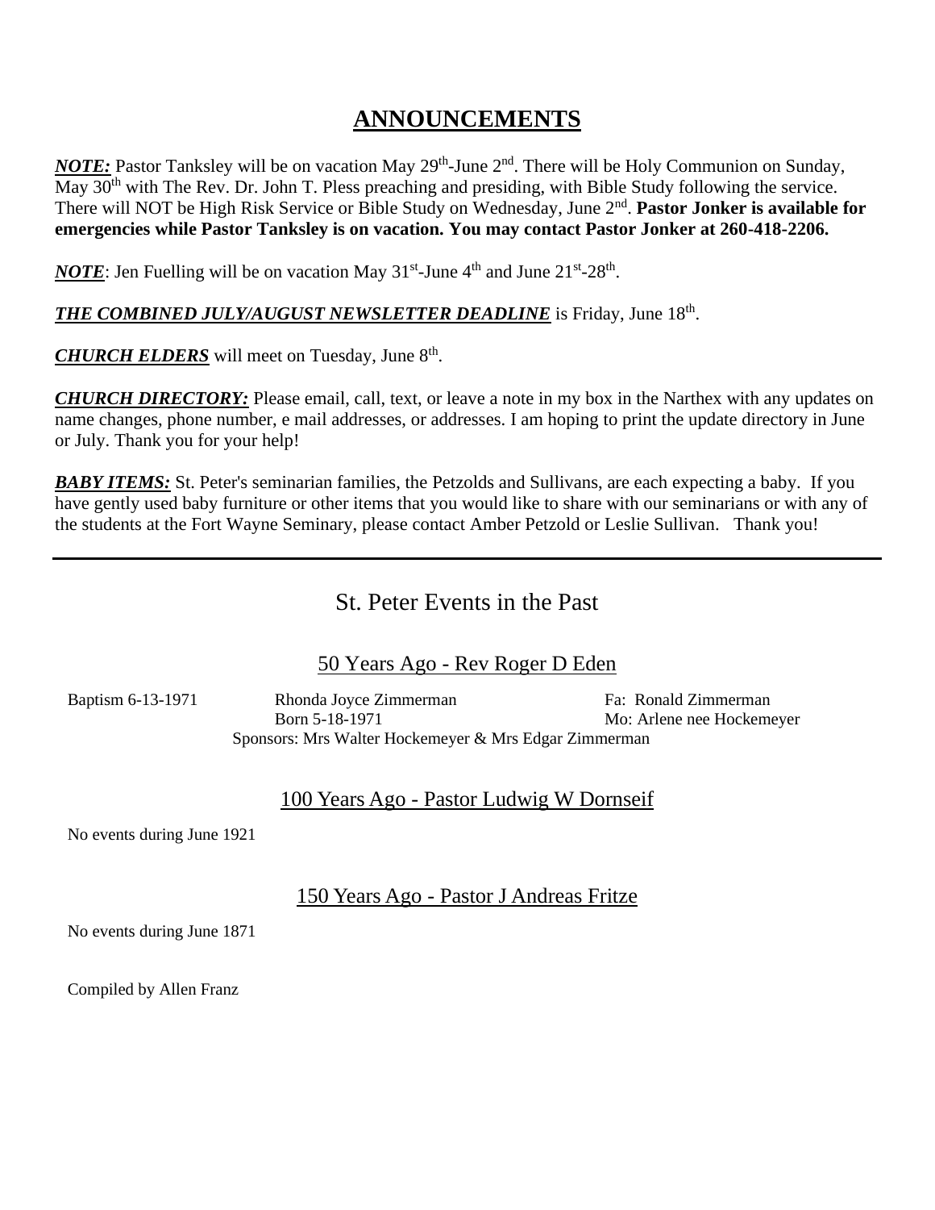# ANNOUNCEMENTS

***NOTE:*** Pastor Tanksley will be on vacation May 29th-June 2nd. There will be Holy Communion on Sunday, May 30th with The Rev. Dr. John T. Pless preaching and presiding, with Bible Study following the service. There will NOT be High Risk Service or Bible Study on Wednesday, June 2nd. **Pastor Jonker is available for emergencies while Pastor Tanksley is on vacation. You may contact Pastor Jonker at 260-418-2206.**

***NOTE***: Jen Fuelling will be on vacation May 31st-June 4th and June 21st-28th.

***THE COMBINED JULY/AUGUST NEWSLETTER DEADLINE*** is Friday, June 18th.

***CHURCH ELDERS*** will meet on Tuesday, June 8th.

***CHURCH DIRECTORY:*** Please email, call, text, or leave a note in my box in the Narthex with any updates on name changes, phone number, e mail addresses, or addresses. I am hoping to print the update directory in June or July. Thank you for your help!

***BABY ITEMS:*** St. Peter's seminarian families, the Petzolds and Sullivans, are each expecting a baby. If you have gently used baby furniture or other items that you would like to share with our seminarians or with any of the students at the Fort Wayne Seminary, please contact Amber Petzold or Leslie Sullivan. Thank you!

---

## St. Peter Events in the Past

### 50 Years Ago - Rev Roger D Eden

Baptism 6-13-1971 — Rhonda Joyce Zimmerman, Born 5-18-1971 — Fa: Ronald Zimmerman, Mo: Arlene nee Hockemeyer

Sponsors: Mrs Walter Hockemeyer & Mrs Edgar Zimmerman

### 100 Years Ago - Pastor Ludwig W Dornseif

No events during June 1921

### 150 Years Ago - Pastor J Andreas Fritze

No events during June 1871

Compiled by Allen Franz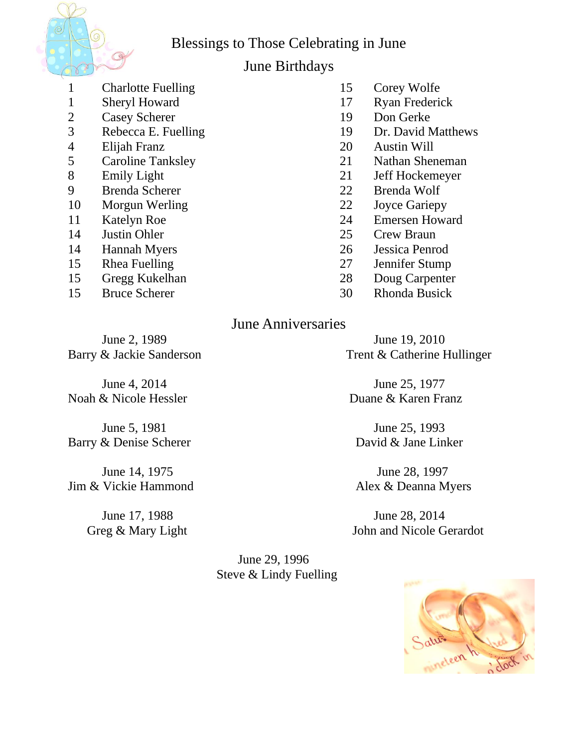# Blessings to Those Celebrating in June

## June Birthdays

| Day | Name |
|---|---|
| 1 | Charlotte Fuelling |
| 1 | Sheryl Howard |
| 2 | Casey Scherer |
| 3 | Rebecca E. Fuelling |
| 4 | Elijah Franz |
| 5 | Caroline Tanksley |
| 8 | Emily Light |
| 9 | Brenda Scherer |
| 10 | Morgun Werling |
| 11 | Katelyn Roe |
| 14 | Justin Ohler |
| 14 | Hannah Myers |
| 15 | Rhea Fuelling |
| 15 | Gregg Kukelhan |
| 15 | Bruce Scherer |
| 15 | Corey Wolfe |
| 17 | Ryan Frederick |
| 19 | Don Gerke |
| 19 | Dr. David Matthews |
| 20 | Austin Will |
| 21 | Nathan Sheneman |
| 21 | Jeff Hockemeyer |
| 22 | Brenda Wolf |
| 22 | Joyce Gariepy |
| 24 | Emersen Howard |
| 25 | Crew Braun |
| 26 | Jessica Penrod |
| 27 | Jennifer Stump |
| 28 | Doug Carpenter |
| 30 | Rhonda Busick |

## June Anniversaries

June 2, 1989
Barry & Jackie Sanderson

June 4, 2014
Noah & Nicole Hessler

June 5, 1981
Barry & Denise Scherer

June 14, 1975
Jim & Vickie Hammond

June 17, 1988
Greg & Mary Light

June 19, 2010
Trent & Catherine Hullinger

June 25, 1977
Duane & Karen Franz

June 25, 1993
David & Jane Linker

June 28, 1997
Alex & Deanna Myers

June 28, 2014
John and Nicole Gerardot

June 29, 1996
Steve & Lindy Fuelling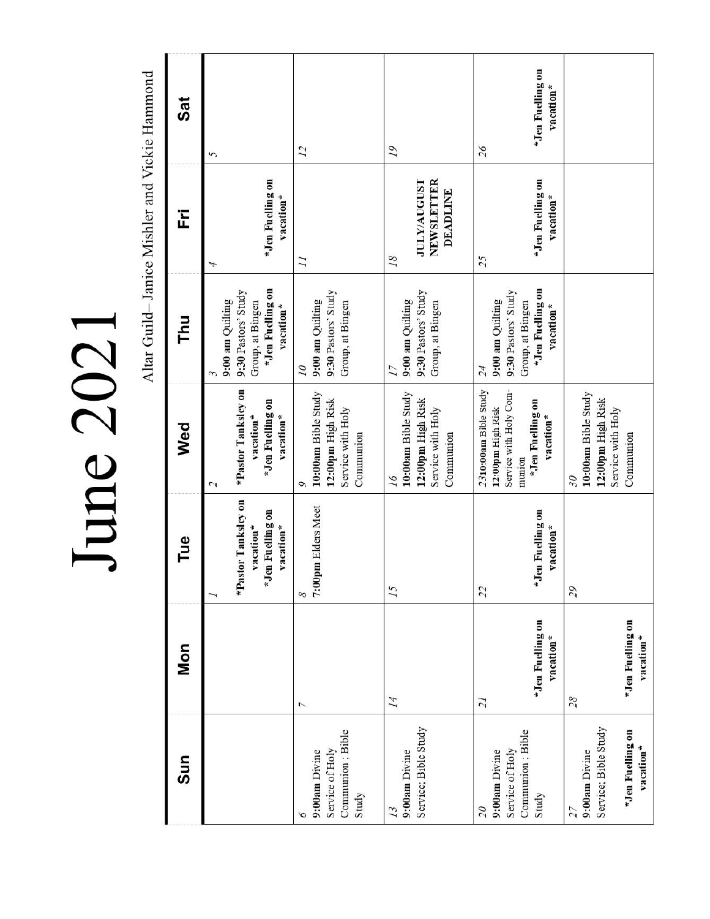# June 2021

Altar Guild– Janice Mishler and Vickie Hammond

| Sun | Mon | Tue | Wed | Thu | Fri | Sat |
|---|---|---|---|---|---|---|
| | | 1<br>**\*Pastor Tanksley on vacation\***<br>**\*Jen Fuelling on vacation\*** | 2<br>**\*Pastor Tanksley on vacation\***<br>**\*Jen Fuelling on vacation\*** | 3<br>**9:00 am** Quilting<br>**9:30** Pastors' Study Group, at Bingen<br>**\*Jen Fuelling on vacation\*** | 4<br>**\*Jen Fuelling on vacation\*** | 5 |
| 6<br>**9:00am** Divine Service of Holy Communion ; Bible Study | 7 | 8<br>**7:00pm** Elders Meet | 9<br>**10:00am** Bible Study<br>**12:00pm** High Risk Service with Holy Communion | 10<br>**9:00 am** Quilting<br>**9:30** Pastors' Study Group, at Bingen | 11 | 12 |
| 13<br>**9:00am** Divine Service; Bible Study | 14 | 15 | 16<br>**10:00am** Bible Study<br>**12:00pm** High Risk Service with Holy Communion | 17<br>**9:00 am** Quilting<br>**9:30** Pastors' Study Group, at Bingen | 18<br>**JULY/AUGUST NEWSLETTER DEADLINE** | 19 |
| 20<br>**9:00am** Divine Service of Holy Communion ; Bible Study | 21<br>**\*Jen Fuelling on vacation\*** | 22<br>**\*Jen Fuelling on vacation\*** | 23**10:00am** Bible Study<br>**12:00pm** High Risk Service with Holy Com-munion<br>**\*Jen Fuelling on vacation\*** | 24<br>**9:00 am** Quilting<br>**9:30** Pastors' Study Group, at Bingen<br>**\*Jen Fuelling on vacation\*** | 25<br>**\*Jen Fuelling on vacation\*** | 26<br>**\*Jen Fuelling on vacation\*** |
| 27<br>**9:00am** Divine Service; Bible Study<br>**\*Jen Fuelling on vacation\*** | 28<br>**\*Jen Fuelling on vacation\*** | 29 | 30<br>**10:00am** Bible Study<br>**12:00pm** High Risk Service with Holy Communion | | | |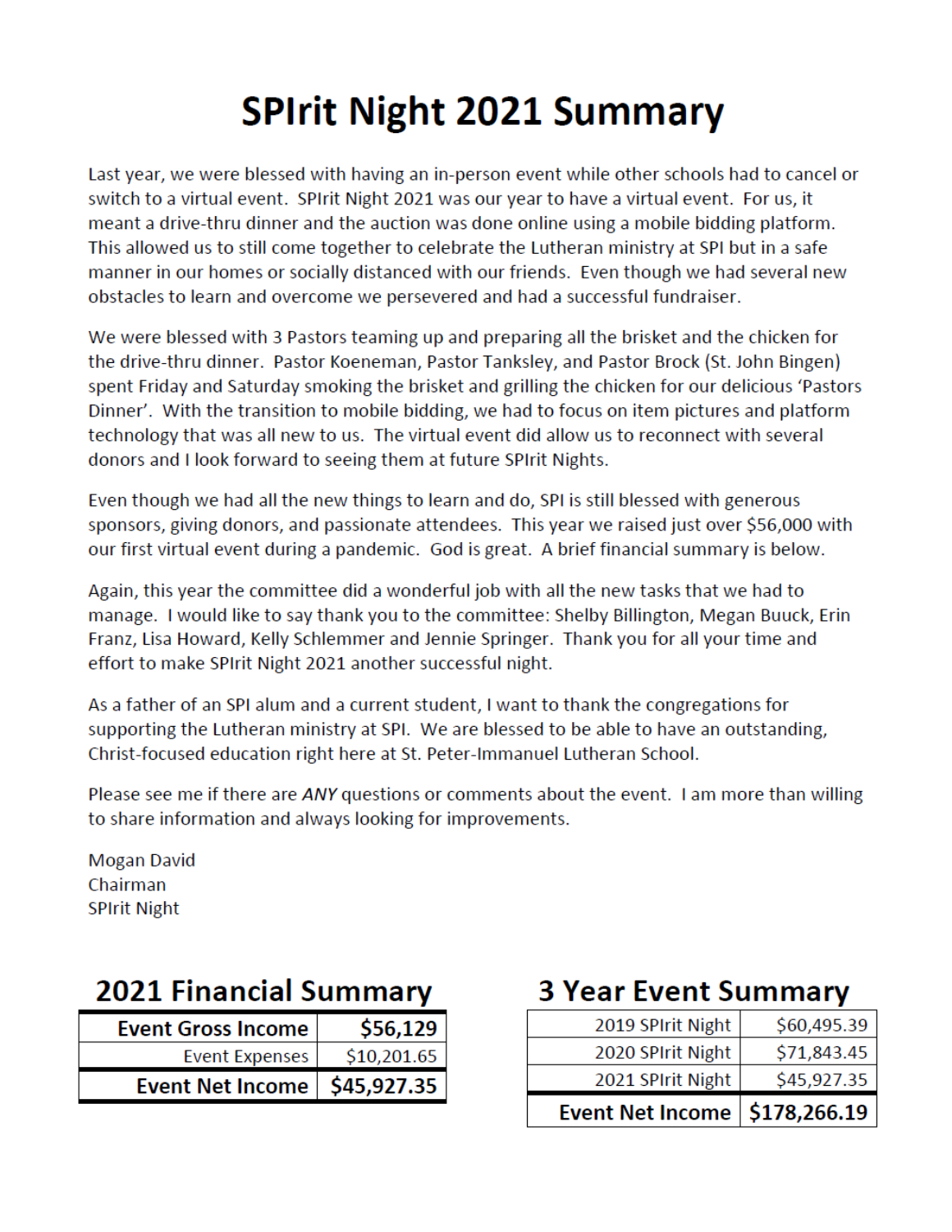# SPIrit Night 2021 Summary

Last year, we were blessed with having an in-person event while other schools had to cancel or switch to a virtual event. SPIrit Night 2021 was our year to have a virtual event. For us, it meant a drive-thru dinner and the auction was done online using a mobile bidding platform. This allowed us to still come together to celebrate the Lutheran ministry at SPI but in a safe manner in our homes or socially distanced with our friends. Even though we had several new obstacles to learn and overcome we persevered and had a successful fundraiser.

We were blessed with 3 Pastors teaming up and preparing all the brisket and the chicken for the drive-thru dinner. Pastor Koeneman, Pastor Tanksley, and Pastor Brock (St. John Bingen) spent Friday and Saturday smoking the brisket and grilling the chicken for our delicious 'Pastors Dinner'. With the transition to mobile bidding, we had to focus on item pictures and platform technology that was all new to us. The virtual event did allow us to reconnect with several donors and I look forward to seeing them at future SPIrit Nights.

Even though we had all the new things to learn and do, SPI is still blessed with generous sponsors, giving donors, and passionate attendees. This year we raised just over $56,000 with our first virtual event during a pandemic. God is great. A brief financial summary is below.

Again, this year the committee did a wonderful job with all the new tasks that we had to manage. I would like to say thank you to the committee: Shelby Billington, Megan Buuck, Erin Franz, Lisa Howard, Kelly Schlemmer and Jennie Springer. Thank you for all your time and effort to make SPIrit Night 2021 another successful night.

As a father of an SPI alum and a current student, I want to thank the congregations for supporting the Lutheran ministry at SPI. We are blessed to be able to have an outstanding, Christ-focused education right here at St. Peter-Immanuel Lutheran School.

Please see me if there are *ANY* questions or comments about the event. I am more than willing to share information and always looking for improvements.

Mogan David
Chairman
SPIrit Night

## 2021 Financial Summary

| | |
|---|---|
| **Event Gross Income** | **$56,129** |
| Event Expenses | $10,201.65 |
| **Event Net Income** | **$45,927.35** |

## 3 Year Event Summary

| | |
|---|---|
| 2019 SPIrit Night | $60,495.39 |
| 2020 SPIrit Night | $71,843.45 |
| 2021 SPIrit Night | $45,927.35 |
| **Event Net Income** | **$178,266.19** |